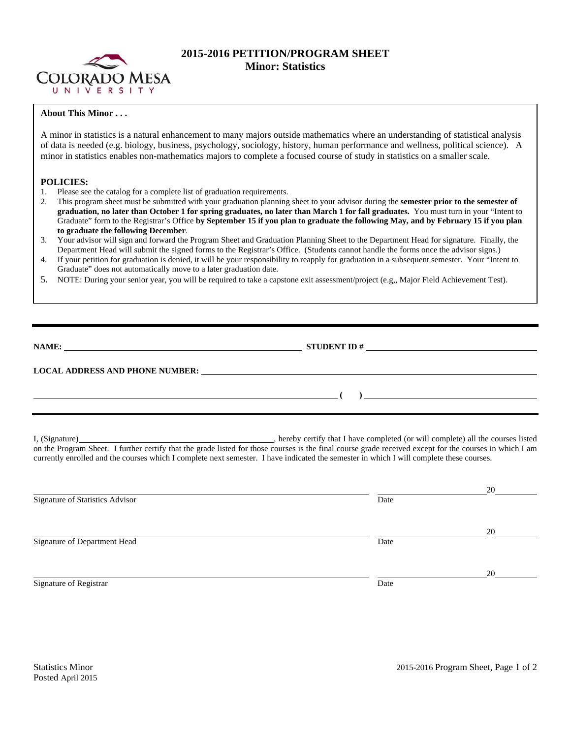# 2015-2016 PETITION/PROGRAM SHEET
## Minor: Statistics

**About This Minor . . .**

A minor in statistics is a natural enhancement to many majors outside mathematics where an understanding of statistical analysis of data is needed (e.g. biology, business, psychology, sociology, history, human performance and wellness, political science). A minor in statistics enables non-mathematics majors to complete a focused course of study in statistics on a smaller scale.

**POLICIES:**

1. Please see the catalog for a complete list of graduation requirements.
2. This program sheet must be submitted with your graduation planning sheet to your advisor during the **semester prior to the semester of graduation, no later than October 1 for spring graduates, no later than March 1 for fall graduates.** You must turn in your "Intent to Graduate" form to the Registrar's Office **by September 15 if you plan to graduate the following May, and by February 15 if you plan to graduate the following December**.
3. Your advisor will sign and forward the Program Sheet and Graduation Planning Sheet to the Department Head for signature. Finally, the Department Head will submit the signed forms to the Registrar's Office. (Students cannot handle the forms once the advisor signs.)
4. If your petition for graduation is denied, it will be your responsibility to reapply for graduation in a subsequent semester. Your "Intent to Graduate" does not automatically move to a later graduation date.
5. NOTE: During your senior year, you will be required to take a capstone exit assessment/project (e.g,, Major Field Achievement Test).

---

**NAME:** ______________________________ **STUDENT ID #** ______________________________

**LOCAL ADDRESS AND PHONE NUMBER:** ______________________________

______________________________ **( )** ______________________________

---

I, (Signature)______________________________, hereby certify that I have completed (or will complete) all the courses listed on the Program Sheet. I further certify that the grade listed for those courses is the final course grade received except for the courses in which I am currently enrolled and the courses which I complete next semester. I have indicated the semester in which I will complete these courses.

______________________________ ______________20______
Signature of Statistics Advisor Date

______________________________ ______________20______
Signature of Department Head Date

______________________________ ______________20______
Signature of Registrar Date

Statistics Minor
Posted April 2015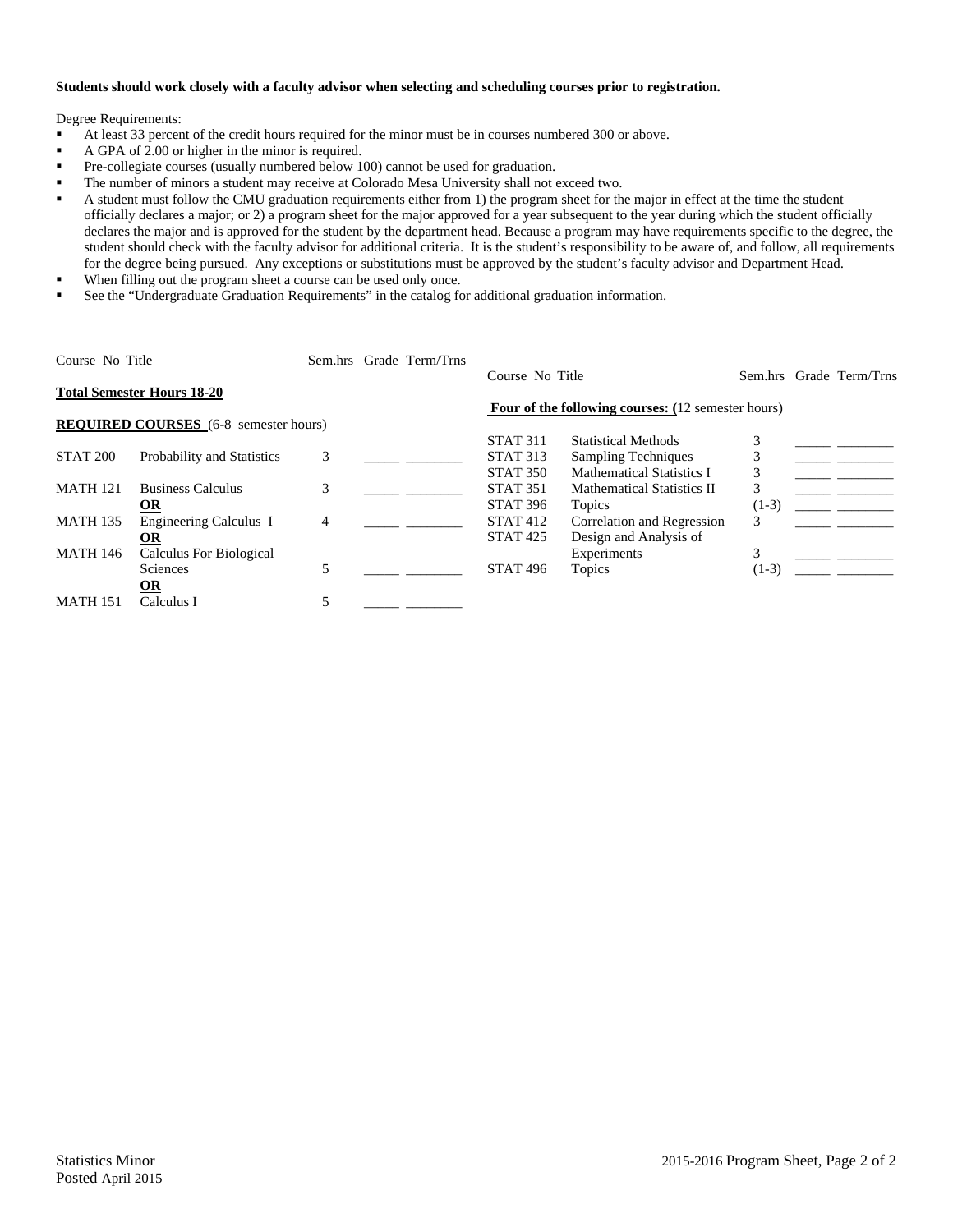**Students should work closely with a faculty advisor when selecting and scheduling courses prior to registration.**

Degree Requirements:

- At least 33 percent of the credit hours required for the minor must be in courses numbered 300 or above.
- A GPA of 2.00 or higher in the minor is required.
- Pre-collegiate courses (usually numbered below 100) cannot be used for graduation.
- The number of minors a student may receive at Colorado Mesa University shall not exceed two.
- A student must follow the CMU graduation requirements either from 1) the program sheet for the major in effect at the time the student officially declares a major; or 2) a program sheet for the major approved for a year subsequent to the year during which the student officially declares the major and is approved for the student by the department head. Because a program may have requirements specific to the degree, the student should check with the faculty advisor for additional criteria. It is the student's responsibility to be aware of, and follow, all requirements for the degree being pursued. Any exceptions or substitutions must be approved by the student's faculty advisor and Department Head.
- When filling out the program sheet a course can be used only once.
- See the "Undergraduate Graduation Requirements" in the catalog for additional graduation information.

**Total Semester Hours 18-20**

**REQUIRED COURSES** (6-8 semester hours)

| Course No | Title | Sem.hrs | Grade | Term/Trns |
|---|---|---|---|---|
| STAT 200 | Probability and Statistics | 3 | _____ | ________ |
| MATH 121 | Business Calculus | 3 | _____ | ________ |
| | **OR** | | | |
| MATH 135 | Engineering Calculus I | 4 | _____ | ________ |
| | **OR** | | | |
| MATH 146 | Calculus For Biological Sciences | 5 | _____ | ________ |
| | **OR** | | | |
| MATH 151 | Calculus I | 5 | _____ | ________ |

**Four of the following courses:** (12 semester hours)

| Course No | Title | Sem.hrs | Grade | Term/Trns |
|---|---|---|---|---|
| STAT 311 | Statistical Methods | 3 | _____ | ________ |
| STAT 313 | Sampling Techniques | 3 | _____ | ________ |
| STAT 350 | Mathematical Statistics I | 3 | _____ | ________ |
| STAT 351 | Mathematical Statistics II | 3 | _____ | ________ |
| STAT 396 | Topics | (1-3) | _____ | ________ |
| STAT 412 | Correlation and Regression | 3 | _____ | ________ |
| STAT 425 | Design and Analysis of Experiments | 3 | _____ | ________ |
| STAT 496 | Topics | (1-3) | _____ | ________ |

Statistics Minor
Posted April 2015